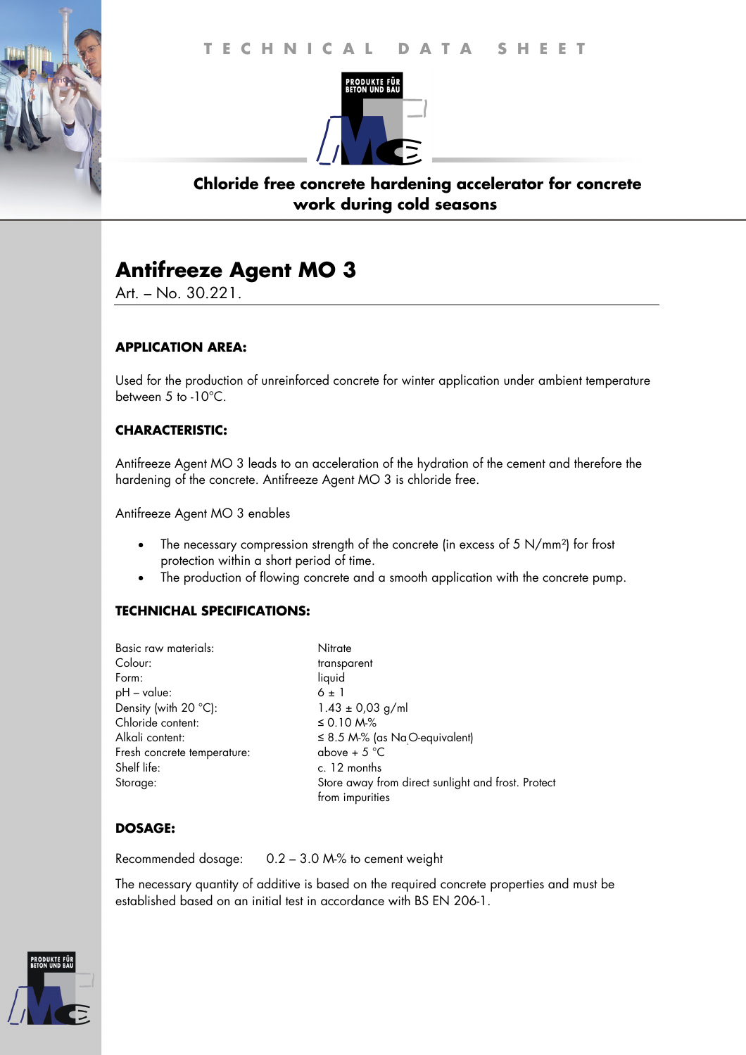TECHNICAL DATA SHEET

PRODUKTE FÜR BETON UND BAU

**Chloride free concrete hardening accelerator for concrete work during cold seasons**

# Antifreeze Agent MO 3

Art. – No. 30.221.

### APPLICATION AREA:

Used for the production of unreinforced concrete for winter application under ambient temperature between 5 to -10°C.

### CHARACTERISTIC:

Antifreeze Agent MO 3 leads to an acceleration of the hydration of the cement and therefore the hardening of the concrete. Antifreeze Agent MO 3 is chloride free.

Antifreeze Agent MO 3 enables

- The necessary compression strength of the concrete (in excess of 5 $N/mm^2$) for frost protection within a short period of time.
- The production of flowing concrete and a smooth application with the concrete pump.

### TECHNICHAL SPECIFICATIONS:

| | |
|---|---|
| Basic raw materials: | Nitrate |
| Colour: | transparent |
| Form: | liquid |
| pH – value: | 6 ± 1 |
| Density (with 20 °C): | 1.43 ± 0,03 g/ml |
| Chloride content: | ≤ 0.10 M-% |
| Alkali content: | ≤ 8.5 M-% (as $Na_2O$-equivalent) |
| Fresh concrete temperature: | above + 5 °C |
| Shelf life: | c. 12 months |
| Storage: | Store away from direct sunlight and frost. Protect from impurities |

### DOSAGE:

Recommended dosage: 0.2 – 3.0 M-% to cement weight

The necessary quantity of additive is based on the required concrete properties and must be established based on an initial test in accordance with BS EN 206-1.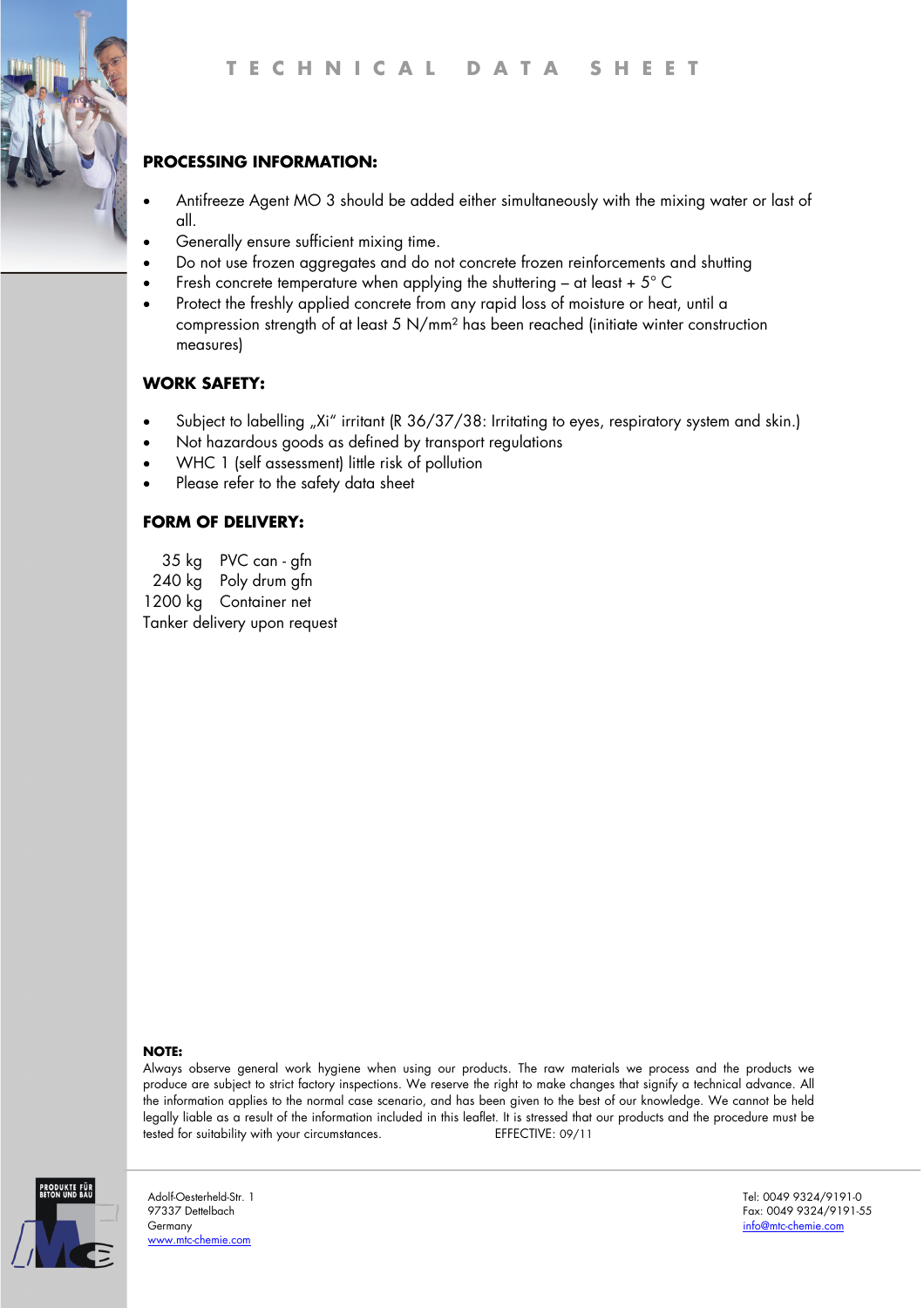## PROCESSING INFORMATION:

- Antifreeze Agent MO 3 should be added either simultaneously with the mixing water or last of all.
- Generally ensure sufficient mixing time.
- Do not use frozen aggregates and do not concrete frozen reinforcements and shutting
- Fresh concrete temperature when applying the shuttering – at least + 5° C
- Protect the freshly applied concrete from any rapid loss of moisture or heat, until a compression strength of at least 5 N/mm² has been reached (initiate winter construction measures)

## WORK SAFETY:

- Subject to labelling „Xi" irritant (R 36/37/38: Irritating to eyes, respiratory system and skin.)
- Not hazardous goods as defined by transport regulations
- WHC 1 (self assessment) little risk of pollution
- Please refer to the safety data sheet

## FORM OF DELIVERY:

| | |
|---|---|
| 35 kg | PVC can - gfn |
| 240 kg | Poly drum gfn |
| 1200 kg | Container net |

Tanker delivery upon request

**NOTE:**
Always observe general work hygiene when using our products. The raw materials we process and the products we produce are subject to strict factory inspections. We reserve the right to make changes that signify a technical advance. All the information applies to the normal case scenario, and has been given to the best of our knowledge. We cannot be held legally liable as a result of the information included in this leaflet. It is stressed that our products and the procedure must be tested for suitability with your circumstances. EFFECTIVE: 09/11

Adolf-Oesterheld-Str. 1
97337 Dettelbach
Germany
www.mtc-chemie.com

Tel: 0049 9324/9191-0
Fax: 0049 9324/9191-55
info@mtc-chemie.com